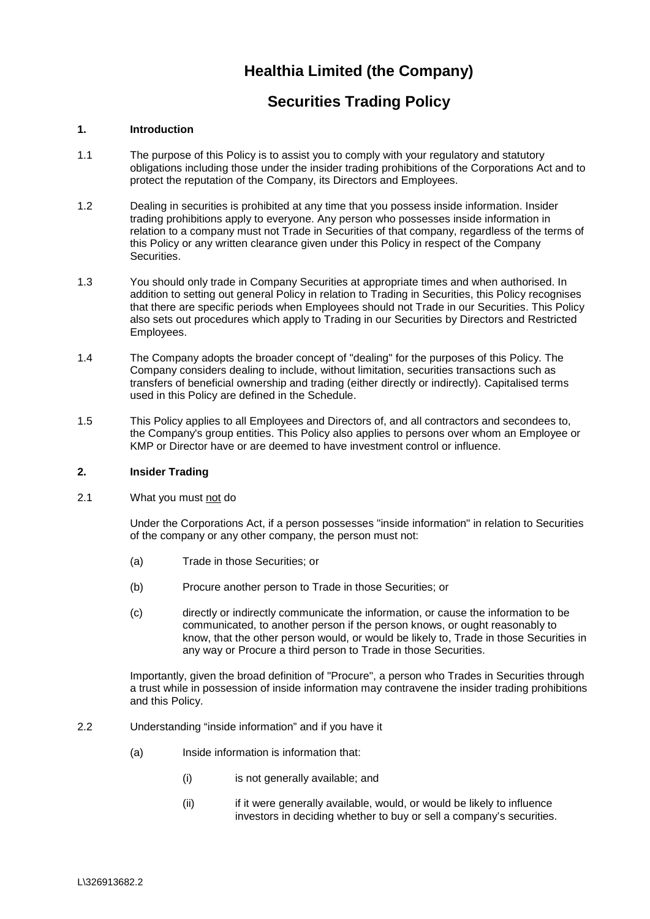# Healthia Limited (the Company)

# Securities Trading Policy

## 1. Introduction

1.1 The purpose of this Policy is to assist you to comply with your regulatory and statutory obligations including those under the insider trading prohibitions of the Corporations Act and to protect the reputation of the Company, its Directors and Employees.

1.2 Dealing in securities is prohibited at any time that you possess inside information. Insider trading prohibitions apply to everyone. Any person who possesses inside information in relation to a company must not Trade in Securities of that company, regardless of the terms of this Policy or any written clearance given under this Policy in respect of the Company Securities.

1.3 You should only trade in Company Securities at appropriate times and when authorised. In addition to setting out general Policy in relation to Trading in Securities, this Policy recognises that there are specific periods when Employees should not Trade in our Securities. This Policy also sets out procedures which apply to Trading in our Securities by Directors and Restricted Employees.

1.4 The Company adopts the broader concept of "dealing" for the purposes of this Policy. The Company considers dealing to include, without limitation, securities transactions such as transfers of beneficial ownership and trading (either directly or indirectly). Capitalised terms used in this Policy are defined in the Schedule.

1.5 This Policy applies to all Employees and Directors of, and all contractors and secondees to, the Company's group entities. This Policy also applies to persons over whom an Employee or KMP or Director have or are deemed to have investment control or influence.

## 2. Insider Trading

2.1 What you must not do

Under the Corporations Act, if a person possesses "inside information" in relation to Securities of the company or any other company, the person must not:

(a) Trade in those Securities; or

(b) Procure another person to Trade in those Securities; or

(c) directly or indirectly communicate the information, or cause the information to be communicated, to another person if the person knows, or ought reasonably to know, that the other person would, or would be likely to, Trade in those Securities in any way or Procure a third person to Trade in those Securities.

Importantly, given the broad definition of "Procure", a person who Trades in Securities through a trust while in possession of inside information may contravene the insider trading prohibitions and this Policy.

2.2 Understanding “inside information” and if you have it

(a) Inside information is information that:

(i) is not generally available; and

(ii) if it were generally available, would, or would be likely to influence investors in deciding whether to buy or sell a company’s securities.

L\326913682.2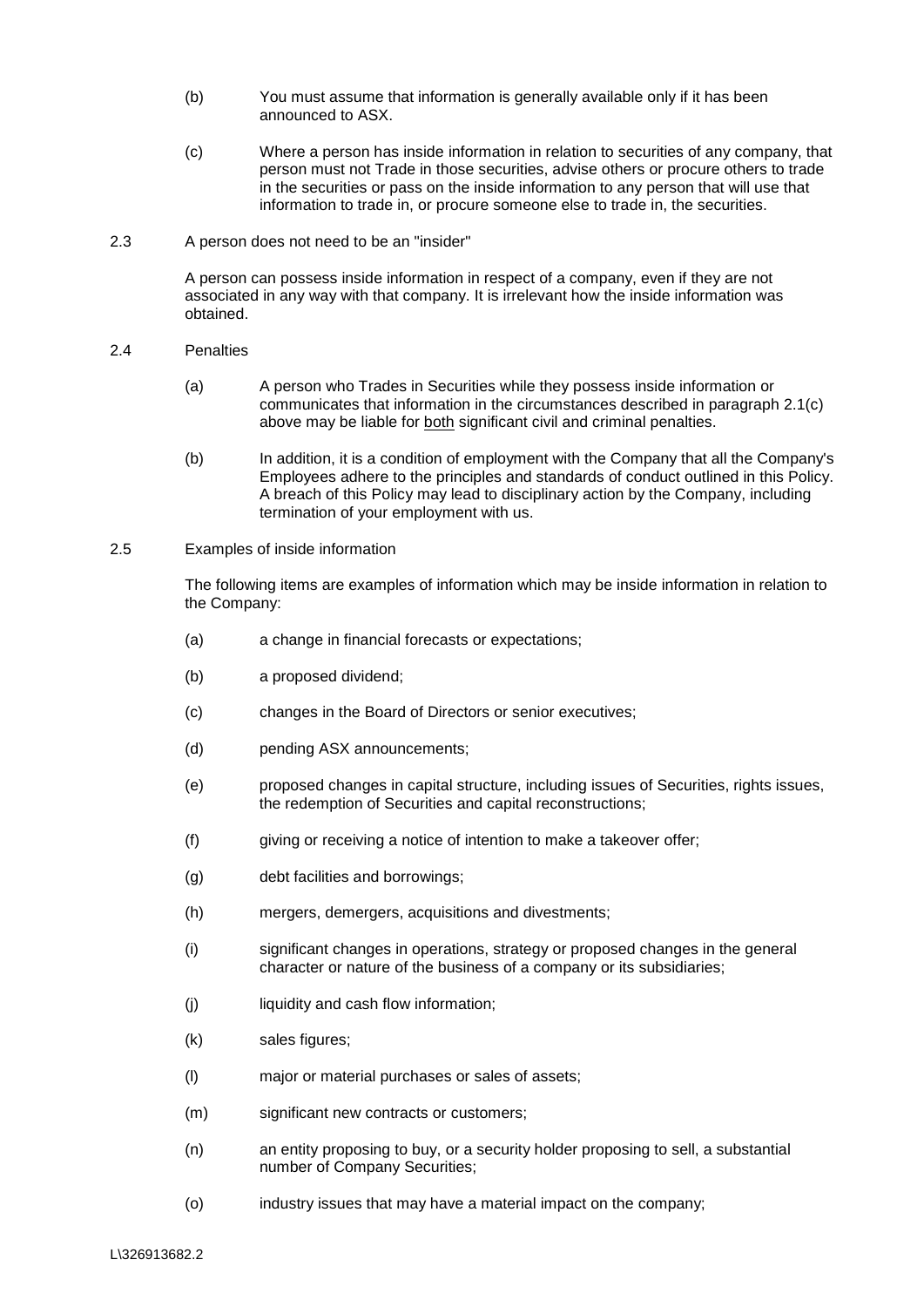(b) You must assume that information is generally available only if it has been announced to ASX.

(c) Where a person has inside information in relation to securities of any company, that person must not Trade in those securities, advise others or procure others to trade in the securities or pass on the inside information to any person that will use that information to trade in, or procure someone else to trade in, the securities.

### 2.3 A person does not need to be an "insider"

A person can possess inside information in respect of a company, even if they are not associated in any way with that company. It is irrelevant how the inside information was obtained.

### 2.4 Penalties

(a) A person who Trades in Securities while they possess inside information or communicates that information in the circumstances described in paragraph 2.1(c) above may be liable for both significant civil and criminal penalties.

(b) In addition, it is a condition of employment with the Company that all the Company's Employees adhere to the principles and standards of conduct outlined in this Policy. A breach of this Policy may lead to disciplinary action by the Company, including termination of your employment with us.

### 2.5 Examples of inside information

The following items are examples of information which may be inside information in relation to the Company:

(a) a change in financial forecasts or expectations;

(b) a proposed dividend;

(c) changes in the Board of Directors or senior executives;

(d) pending ASX announcements;

(e) proposed changes in capital structure, including issues of Securities, rights issues, the redemption of Securities and capital reconstructions;

(f) giving or receiving a notice of intention to make a takeover offer;

(g) debt facilities and borrowings;

(h) mergers, demergers, acquisitions and divestments;

(i) significant changes in operations, strategy or proposed changes in the general character or nature of the business of a company or its subsidiaries;

(j) liquidity and cash flow information;

(k) sales figures;

(l) major or material purchases or sales of assets;

(m) significant new contracts or customers;

(n) an entity proposing to buy, or a security holder proposing to sell, a substantial number of Company Securities;

(o) industry issues that may have a material impact on the company;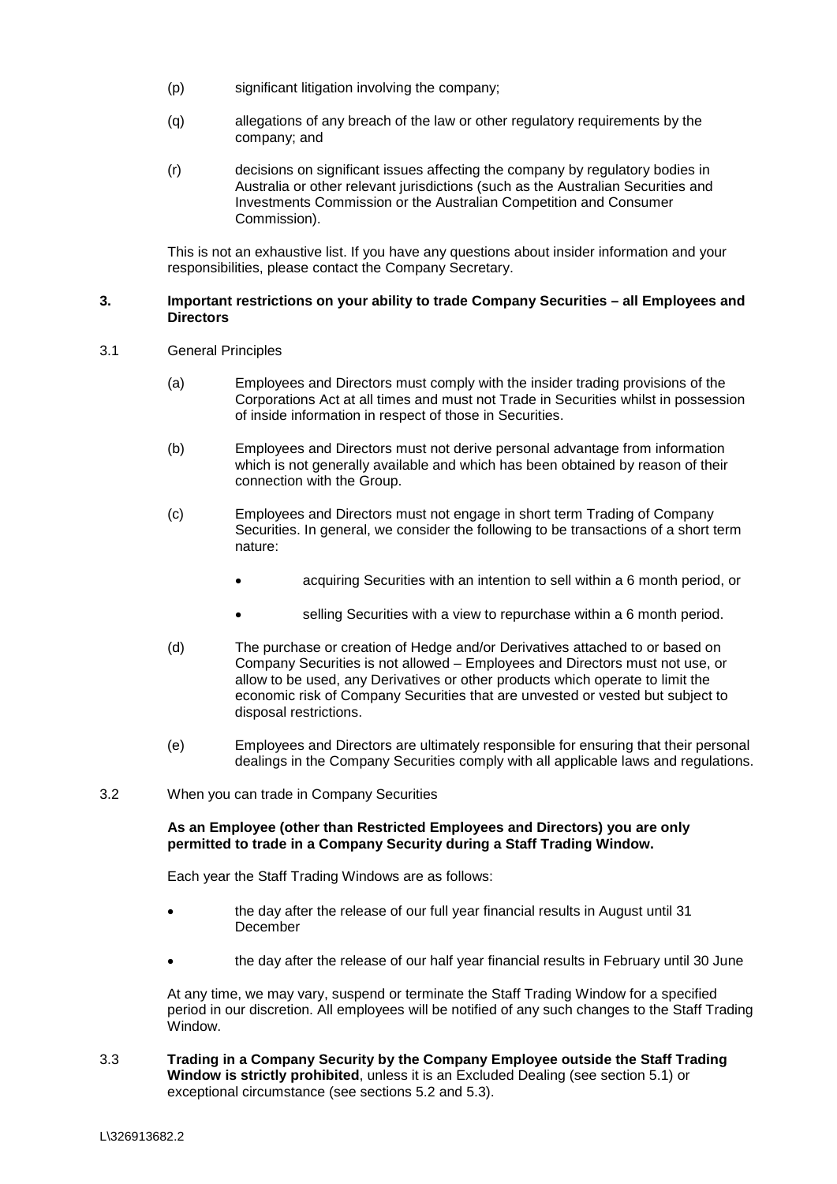(p) significant litigation involving the company;

(q) allegations of any breach of the law or other regulatory requirements by the company; and

(r) decisions on significant issues affecting the company by regulatory bodies in Australia or other relevant jurisdictions (such as the Australian Securities and Investments Commission or the Australian Competition and Consumer Commission).

This is not an exhaustive list. If you have any questions about insider information and your responsibilities, please contact the Company Secretary.

## 3. Important restrictions on your ability to trade Company Securities – all Employees and Directors

3.1 General Principles

(a) Employees and Directors must comply with the insider trading provisions of the Corporations Act at all times and must not Trade in Securities whilst in possession of inside information in respect of those in Securities.

(b) Employees and Directors must not derive personal advantage from information which is not generally available and which has been obtained by reason of their connection with the Group.

(c) Employees and Directors must not engage in short term Trading of Company Securities. In general, we consider the following to be transactions of a short term nature:

- acquiring Securities with an intention to sell within a 6 month period, or
- selling Securities with a view to repurchase within a 6 month period.

(d) The purchase or creation of Hedge and/or Derivatives attached to or based on Company Securities is not allowed – Employees and Directors must not use, or allow to be used, any Derivatives or other products which operate to limit the economic risk of Company Securities that are unvested or vested but subject to disposal restrictions.

(e) Employees and Directors are ultimately responsible for ensuring that their personal dealings in the Company Securities comply with all applicable laws and regulations.

3.2 When you can trade in Company Securities

**As an Employee (other than Restricted Employees and Directors) you are only permitted to trade in a Company Security during a Staff Trading Window.**

Each year the Staff Trading Windows are as follows:

- the day after the release of our full year financial results in August until 31 December
- the day after the release of our half year financial results in February until 30 June

At any time, we may vary, suspend or terminate the Staff Trading Window for a specified period in our discretion. All employees will be notified of any such changes to the Staff Trading Window.

3.3 **Trading in a Company Security by the Company Employee outside the Staff Trading Window is strictly prohibited**, unless it is an Excluded Dealing (see section 5.1) or exceptional circumstance (see sections 5.2 and 5.3).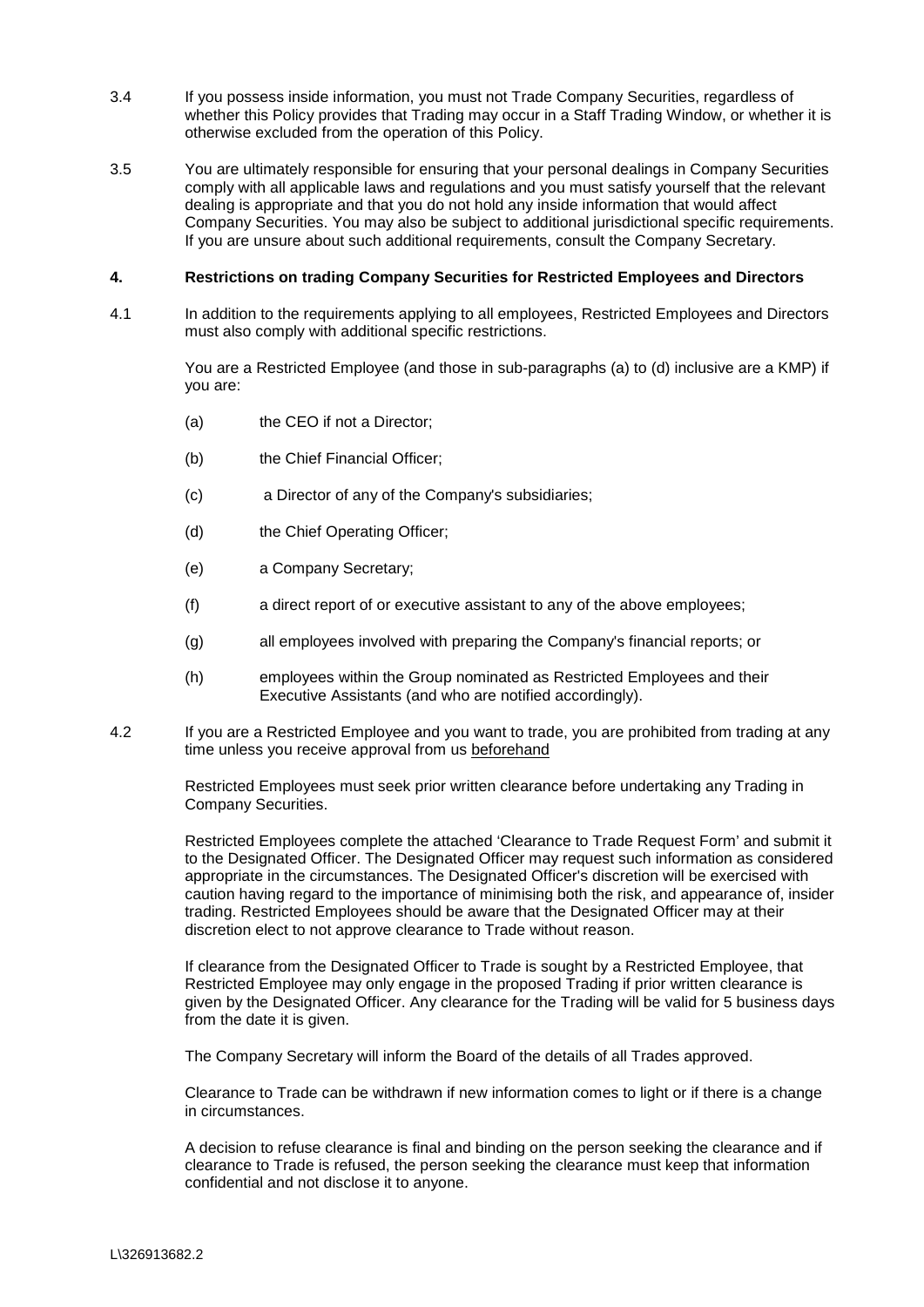3.4 If you possess inside information, you must not Trade Company Securities, regardless of whether this Policy provides that Trading may occur in a Staff Trading Window, or whether it is otherwise excluded from the operation of this Policy.

3.5 You are ultimately responsible for ensuring that your personal dealings in Company Securities comply with all applicable laws and regulations and you must satisfy yourself that the relevant dealing is appropriate and that you do not hold any inside information that would affect Company Securities. You may also be subject to additional jurisdictional specific requirements. If you are unsure about such additional requirements, consult the Company Secretary.

## 4. Restrictions on trading Company Securities for Restricted Employees and Directors

4.1 In addition to the requirements applying to all employees, Restricted Employees and Directors must also comply with additional specific restrictions.

You are a Restricted Employee (and those in sub-paragraphs (a) to (d) inclusive are a KMP) if you are:

(a) the CEO if not a Director;

(b) the Chief Financial Officer;

(c) a Director of any of the Company's subsidiaries;

(d) the Chief Operating Officer;

(e) a Company Secretary;

(f) a direct report of or executive assistant to any of the above employees;

(g) all employees involved with preparing the Company's financial reports; or

(h) employees within the Group nominated as Restricted Employees and their Executive Assistants (and who are notified accordingly).

4.2 If you are a Restricted Employee and you want to trade, you are prohibited from trading at any time unless you receive approval from us beforehand

Restricted Employees must seek prior written clearance before undertaking any Trading in Company Securities.

Restricted Employees complete the attached 'Clearance to Trade Request Form' and submit it to the Designated Officer. The Designated Officer may request such information as considered appropriate in the circumstances. The Designated Officer's discretion will be exercised with caution having regard to the importance of minimising both the risk, and appearance of, insider trading. Restricted Employees should be aware that the Designated Officer may at their discretion elect to not approve clearance to Trade without reason.

If clearance from the Designated Officer to Trade is sought by a Restricted Employee, that Restricted Employee may only engage in the proposed Trading if prior written clearance is given by the Designated Officer. Any clearance for the Trading will be valid for 5 business days from the date it is given.

The Company Secretary will inform the Board of the details of all Trades approved.

Clearance to Trade can be withdrawn if new information comes to light or if there is a change in circumstances.

A decision to refuse clearance is final and binding on the person seeking the clearance and if clearance to Trade is refused, the person seeking the clearance must keep that information confidential and not disclose it to anyone.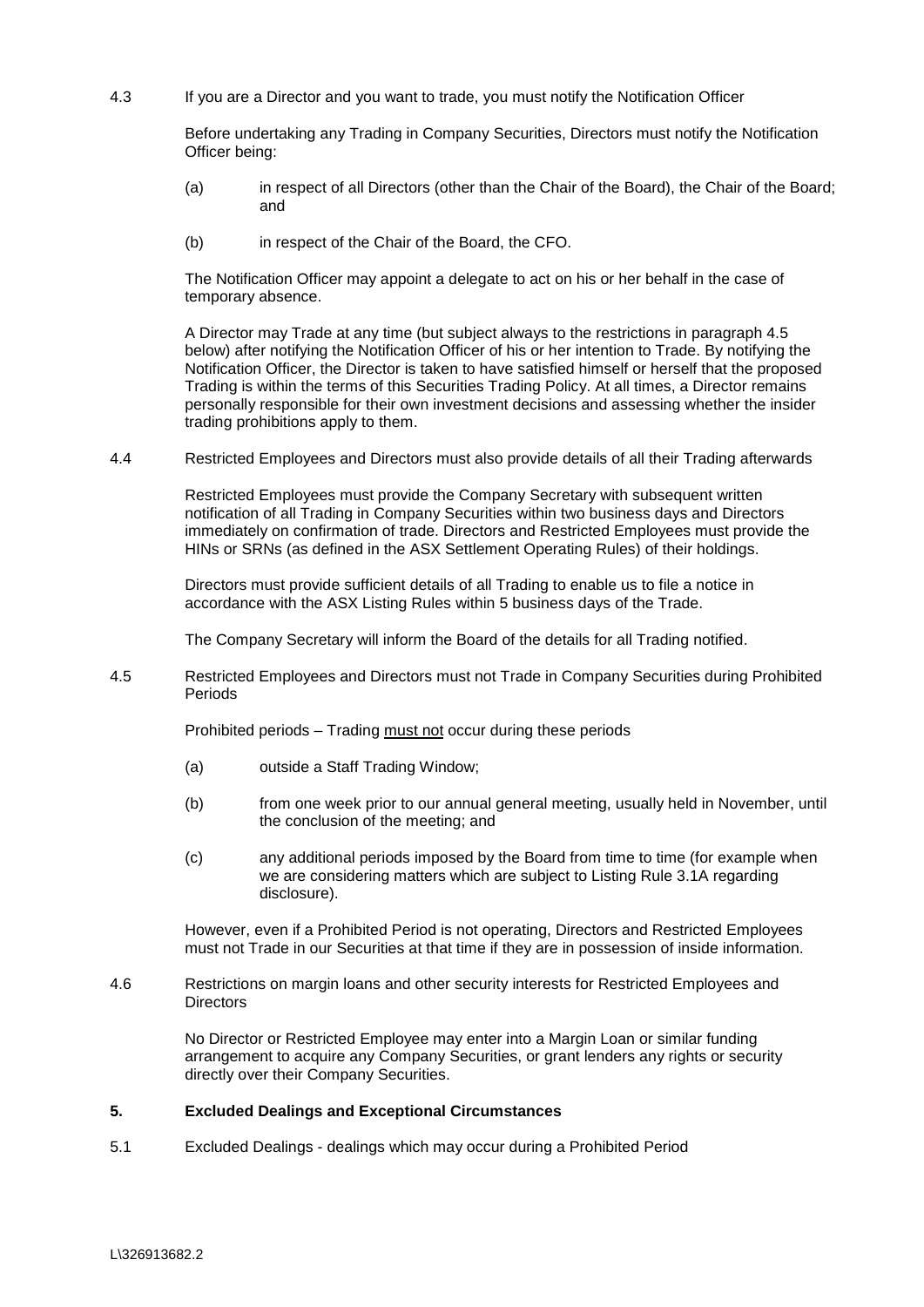4.3 If you are a Director and you want to trade, you must notify the Notification Officer

Before undertaking any Trading in Company Securities, Directors must notify the Notification Officer being:

(a) in respect of all Directors (other than the Chair of the Board), the Chair of the Board; and

(b) in respect of the Chair of the Board, the CFO.

The Notification Officer may appoint a delegate to act on his or her behalf in the case of temporary absence.

A Director may Trade at any time (but subject always to the restrictions in paragraph 4.5 below) after notifying the Notification Officer of his or her intention to Trade. By notifying the Notification Officer, the Director is taken to have satisfied himself or herself that the proposed Trading is within the terms of this Securities Trading Policy. At all times, a Director remains personally responsible for their own investment decisions and assessing whether the insider trading prohibitions apply to them.

4.4 Restricted Employees and Directors must also provide details of all their Trading afterwards

Restricted Employees must provide the Company Secretary with subsequent written notification of all Trading in Company Securities within two business days and Directors immediately on confirmation of trade. Directors and Restricted Employees must provide the HINs or SRNs (as defined in the ASX Settlement Operating Rules) of their holdings.

Directors must provide sufficient details of all Trading to enable us to file a notice in accordance with the ASX Listing Rules within 5 business days of the Trade.

The Company Secretary will inform the Board of the details for all Trading notified.

4.5 Restricted Employees and Directors must not Trade in Company Securities during Prohibited Periods

Prohibited periods – Trading <u>must not</u> occur during these periods

(a) outside a Staff Trading Window;

(b) from one week prior to our annual general meeting, usually held in November, until the conclusion of the meeting; and

(c) any additional periods imposed by the Board from time to time (for example when we are considering matters which are subject to Listing Rule 3.1A regarding disclosure).

However, even if a Prohibited Period is not operating, Directors and Restricted Employees must not Trade in our Securities at that time if they are in possession of inside information.

4.6 Restrictions on margin loans and other security interests for Restricted Employees and Directors

No Director or Restricted Employee may enter into a Margin Loan or similar funding arrangement to acquire any Company Securities, or grant lenders any rights or security directly over their Company Securities.

## 5. Excluded Dealings and Exceptional Circumstances

5.1 Excluded Dealings - dealings which may occur during a Prohibited Period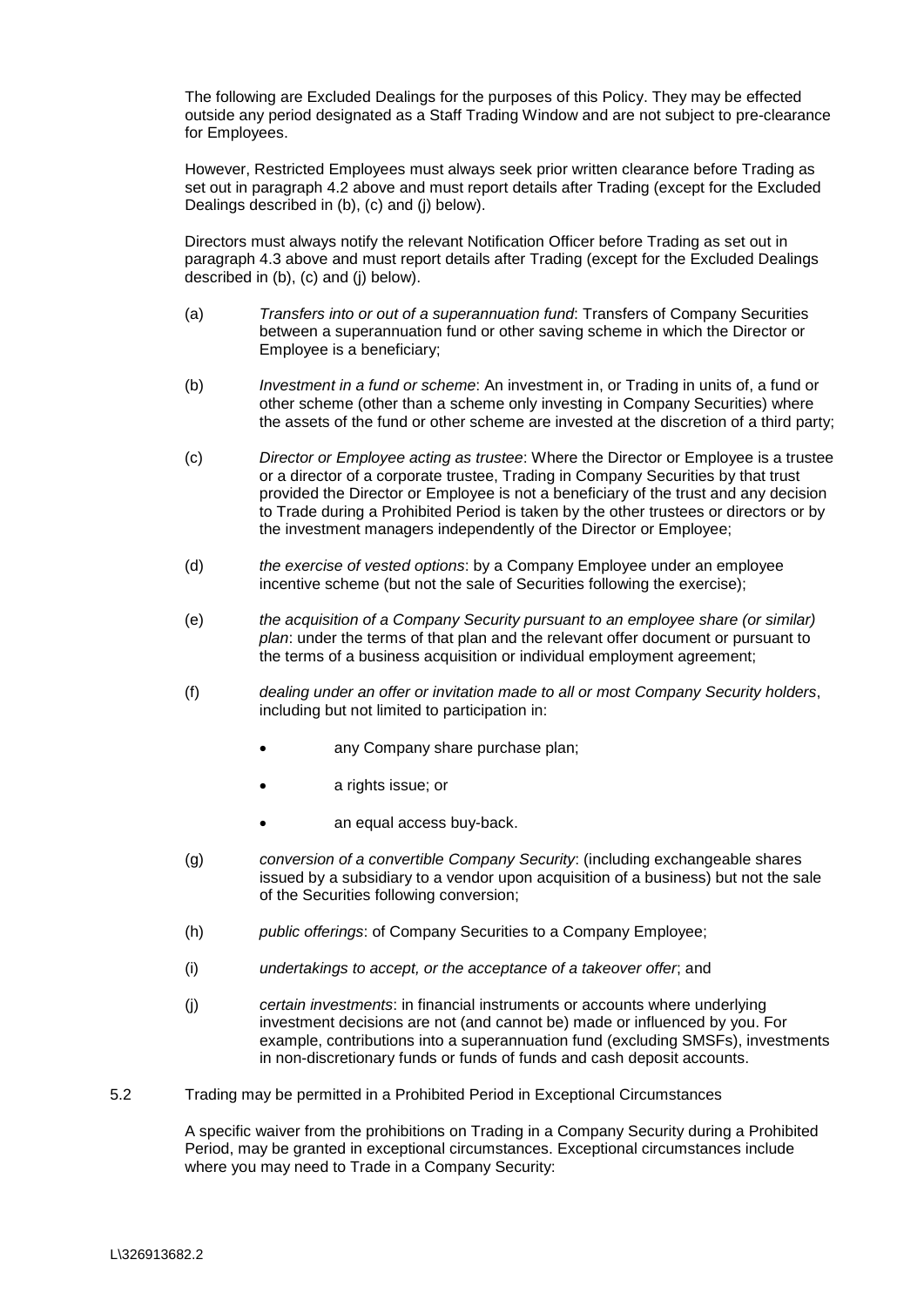The following are Excluded Dealings for the purposes of this Policy. They may be effected outside any period designated as a Staff Trading Window and are not subject to pre-clearance for Employees.

However, Restricted Employees must always seek prior written clearance before Trading as set out in paragraph 4.2 above and must report details after Trading (except for the Excluded Dealings described in (b), (c) and (j) below).

Directors must always notify the relevant Notification Officer before Trading as set out in paragraph 4.3 above and must report details after Trading (except for the Excluded Dealings described in (b), (c) and (j) below).

(a) *Transfers into or out of a superannuation fund*: Transfers of Company Securities between a superannuation fund or other saving scheme in which the Director or Employee is a beneficiary;

(b) *Investment in a fund or scheme*: An investment in, or Trading in units of, a fund or other scheme (other than a scheme only investing in Company Securities) where the assets of the fund or other scheme are invested at the discretion of a third party;

(c) *Director or Employee acting as trustee*: Where the Director or Employee is a trustee or a director of a corporate trustee, Trading in Company Securities by that trust provided the Director or Employee is not a beneficiary of the trust and any decision to Trade during a Prohibited Period is taken by the other trustees or directors or by the investment managers independently of the Director or Employee;

(d) *the exercise of vested options*: by a Company Employee under an employee incentive scheme (but not the sale of Securities following the exercise);

(e) *the acquisition of a Company Security pursuant to an employee share (or similar) plan*: under the terms of that plan and the relevant offer document or pursuant to the terms of a business acquisition or individual employment agreement;

(f) *dealing under an offer or invitation made to all or most Company Security holders*, including but not limited to participation in:

- any Company share purchase plan;
- a rights issue; or
- an equal access buy-back.

(g) *conversion of a convertible Company Security*: (including exchangeable shares issued by a subsidiary to a vendor upon acquisition of a business) but not the sale of the Securities following conversion;

(h) *public offerings*: of Company Securities to a Company Employee;

(i) *undertakings to accept, or the acceptance of a takeover offer*; and

(j) *certain investments*: in financial instruments or accounts where underlying investment decisions are not (and cannot be) made or influenced by you. For example, contributions into a superannuation fund (excluding SMSFs), investments in non-discretionary funds or funds of funds and cash deposit accounts.

5.2 Trading may be permitted in a Prohibited Period in Exceptional Circumstances

A specific waiver from the prohibitions on Trading in a Company Security during a Prohibited Period, may be granted in exceptional circumstances. Exceptional circumstances include where you may need to Trade in a Company Security: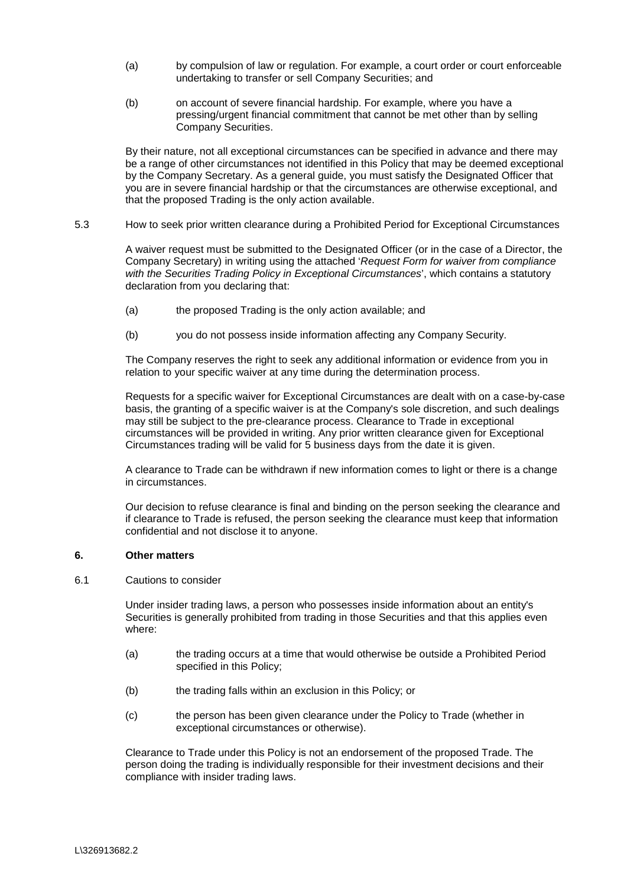(a) by compulsion of law or regulation. For example, a court order or court enforceable undertaking to transfer or sell Company Securities; and

(b) on account of severe financial hardship. For example, where you have a pressing/urgent financial commitment that cannot be met other than by selling Company Securities.

By their nature, not all exceptional circumstances can be specified in advance and there may be a range of other circumstances not identified in this Policy that may be deemed exceptional by the Company Secretary. As a general guide, you must satisfy the Designated Officer that you are in severe financial hardship or that the circumstances are otherwise exceptional, and that the proposed Trading is the only action available.

5.3 How to seek prior written clearance during a Prohibited Period for Exceptional Circumstances

A waiver request must be submitted to the Designated Officer (or in the case of a Director, the Company Secretary) in writing using the attached '*Request Form for waiver from compliance with the Securities Trading Policy in Exceptional Circumstances*', which contains a statutory declaration from you declaring that:

(a) the proposed Trading is the only action available; and

(b) you do not possess inside information affecting any Company Security.

The Company reserves the right to seek any additional information or evidence from you in relation to your specific waiver at any time during the determination process.

Requests for a specific waiver for Exceptional Circumstances are dealt with on a case-by-case basis, the granting of a specific waiver is at the Company's sole discretion, and such dealings may still be subject to the pre-clearance process. Clearance to Trade in exceptional circumstances will be provided in writing. Any prior written clearance given for Exceptional Circumstances trading will be valid for 5 business days from the date it is given.

A clearance to Trade can be withdrawn if new information comes to light or there is a change in circumstances.

Our decision to refuse clearance is final and binding on the person seeking the clearance and if clearance to Trade is refused, the person seeking the clearance must keep that information confidential and not disclose it to anyone.

## 6. Other matters

6.1 Cautions to consider

Under insider trading laws, a person who possesses inside information about an entity's Securities is generally prohibited from trading in those Securities and that this applies even where:

(a) the trading occurs at a time that would otherwise be outside a Prohibited Period specified in this Policy;

(b) the trading falls within an exclusion in this Policy; or

(c) the person has been given clearance under the Policy to Trade (whether in exceptional circumstances or otherwise).

Clearance to Trade under this Policy is not an endorsement of the proposed Trade. The person doing the trading is individually responsible for their investment decisions and their compliance with insider trading laws.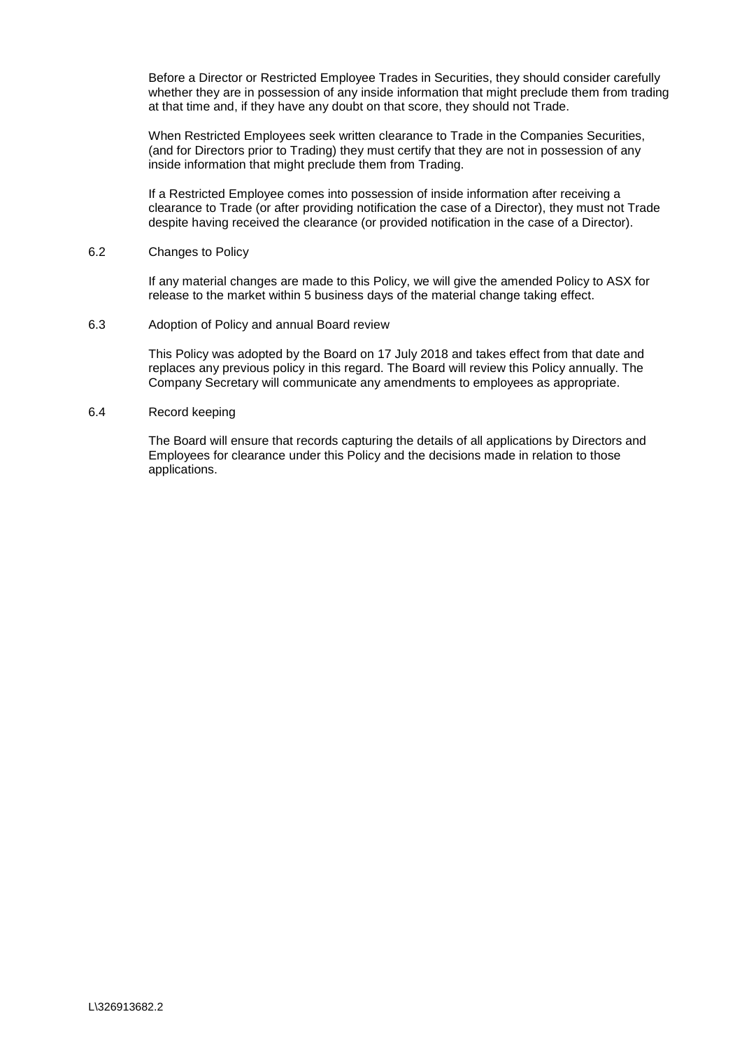Before a Director or Restricted Employee Trades in Securities, they should consider carefully whether they are in possession of any inside information that might preclude them from trading at that time and, if they have any doubt on that score, they should not Trade.

When Restricted Employees seek written clearance to Trade in the Companies Securities, (and for Directors prior to Trading) they must certify that they are not in possession of any inside information that might preclude them from Trading.

If a Restricted Employee comes into possession of inside information after receiving a clearance to Trade (or after providing notification the case of a Director), they must not Trade despite having received the clearance (or provided notification in the case of a Director).

6.2 Changes to Policy

If any material changes are made to this Policy, we will give the amended Policy to ASX for release to the market within 5 business days of the material change taking effect.

6.3 Adoption of Policy and annual Board review

This Policy was adopted by the Board on 17 July 2018 and takes effect from that date and replaces any previous policy in this regard. The Board will review this Policy annually. The Company Secretary will communicate any amendments to employees as appropriate.

6.4 Record keeping

The Board will ensure that records capturing the details of all applications by Directors and Employees for clearance under this Policy and the decisions made in relation to those applications.

L\326913682.2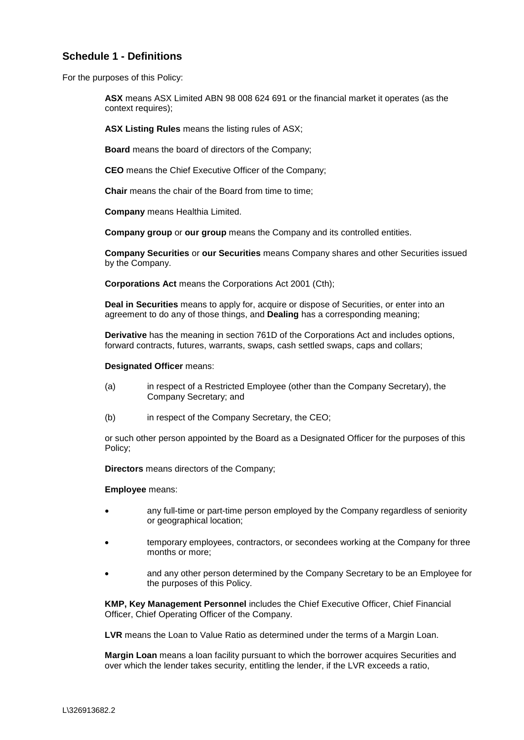## Schedule 1 - Definitions

For the purposes of this Policy:

**ASX** means ASX Limited ABN 98 008 624 691 or the financial market it operates (as the context requires);

**ASX Listing Rules** means the listing rules of ASX;

**Board** means the board of directors of the Company;

**CEO** means the Chief Executive Officer of the Company;

**Chair** means the chair of the Board from time to time;

**Company** means Healthia Limited.

**Company group** or **our group** means the Company and its controlled entities.

**Company Securities** or **our Securities** means Company shares and other Securities issued by the Company.

**Corporations Act** means the Corporations Act 2001 (Cth);

**Deal in Securities** means to apply for, acquire or dispose of Securities, or enter into an agreement to do any of those things, and **Dealing** has a corresponding meaning;

**Derivative** has the meaning in section 761D of the Corporations Act and includes options, forward contracts, futures, warrants, swaps, cash settled swaps, caps and collars;

**Designated Officer** means:

(a) in respect of a Restricted Employee (other than the Company Secretary), the Company Secretary; and

(b) in respect of the Company Secretary, the CEO;

or such other person appointed by the Board as a Designated Officer for the purposes of this Policy;

**Directors** means directors of the Company;

**Employee** means:

- any full-time or part-time person employed by the Company regardless of seniority or geographical location;
- temporary employees, contractors, or secondees working at the Company for three months or more;
- and any other person determined by the Company Secretary to be an Employee for the purposes of this Policy.

**KMP, Key Management Personnel** includes the Chief Executive Officer, Chief Financial Officer, Chief Operating Officer of the Company.

**LVR** means the Loan to Value Ratio as determined under the terms of a Margin Loan.

**Margin Loan** means a loan facility pursuant to which the borrower acquires Securities and over which the lender takes security, entitling the lender, if the LVR exceeds a ratio,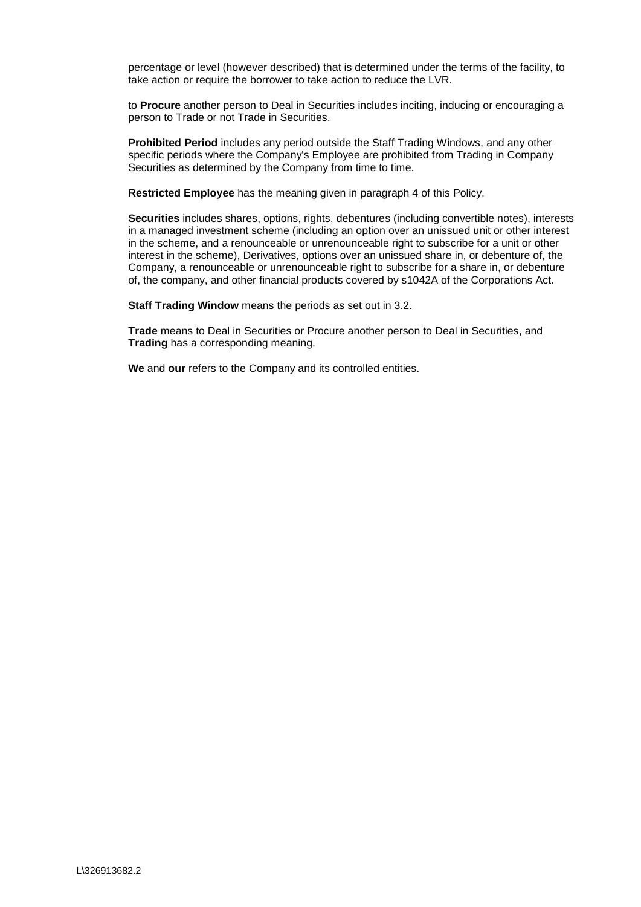percentage or level (however described) that is determined under the terms of the facility, to take action or require the borrower to take action to reduce the LVR.

to **Procure** another person to Deal in Securities includes inciting, inducing or encouraging a person to Trade or not Trade in Securities.

**Prohibited Period** includes any period outside the Staff Trading Windows, and any other specific periods where the Company's Employee are prohibited from Trading in Company Securities as determined by the Company from time to time.

**Restricted Employee** has the meaning given in paragraph 4 of this Policy.

**Securities** includes shares, options, rights, debentures (including convertible notes), interests in a managed investment scheme (including an option over an unissued unit or other interest in the scheme, and a renounceable or unrenounceable right to subscribe for a unit or other interest in the scheme), Derivatives, options over an unissued share in, or debenture of, the Company, a renounceable or unrenounceable right to subscribe for a share in, or debenture of, the company, and other financial products covered by s1042A of the Corporations Act.

**Staff Trading Window** means the periods as set out in 3.2.

**Trade** means to Deal in Securities or Procure another person to Deal in Securities, and **Trading** has a corresponding meaning.

**We** and **our** refers to the Company and its controlled entities.

L\326913682.2